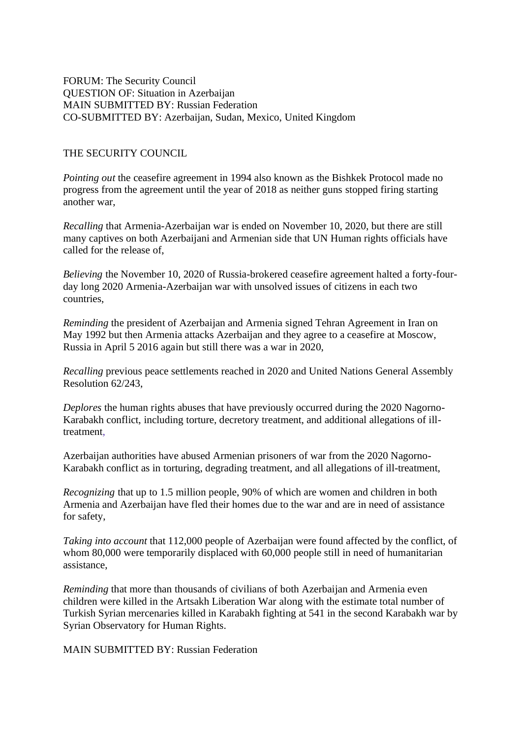FORUM: The Security Council
QUESTION OF: Situation in Azerbaijan
MAIN SUBMITTED BY: Russian Federation
CO-SUBMITTED BY: Azerbaijan, Sudan, Mexico, United Kingdom

THE SECURITY COUNCIL

*Pointing out* the ceasefire agreement in 1994 also known as the Bishkek Protocol made no progress from the agreement until the year of 2018 as neither guns stopped firing starting another war,

*Recalling* that Armenia-Azerbaijan war is ended on November 10, 2020, but there are still many captives on both Azerbaijani and Armenian side that UN Human rights officials have called for the release of,

*Believing* the November 10, 2020 of Russia-brokered ceasefire agreement halted a forty-four-day long 2020 Armenia-Azerbaijan war with unsolved issues of citizens in each two countries,

*Reminding* the president of Azerbaijan and Armenia signed Tehran Agreement in Iran on May 1992 but then Armenia attacks Azerbaijan and they agree to a ceasefire at Moscow, Russia in April 5 2016 again but still there was a war in 2020,

*Recalling* previous peace settlements reached in 2020 and United Nations General Assembly Resolution 62/243,

*Deplores* the human rights abuses that have previously occurred during the 2020 Nagorno-Karabakh conflict, including torture, decretory treatment, and additional allegations of ill-treatment,

Azerbaijan authorities have abused Armenian prisoners of war from the 2020 Nagorno-Karabakh conflict as in torturing, degrading treatment, and all allegations of ill-treatment,

*Recognizing* that up to 1.5 million people, 90% of which are women and children in both Armenia and Azerbaijan have fled their homes due to the war and are in need of assistance for safety,

*Taking into account* that 112,000 people of Azerbaijan were found affected by the conflict, of whom 80,000 were temporarily displaced with 60,000 people still in need of humanitarian assistance,

*Reminding* that more than thousands of civilians of both Azerbaijan and Armenia even children were killed in the Artsakh Liberation War along with the estimate total number of Turkish Syrian mercenaries killed in Karabakh fighting at 541 in the second Karabakh war by Syrian Observatory for Human Rights.

MAIN SUBMITTED BY: Russian Federation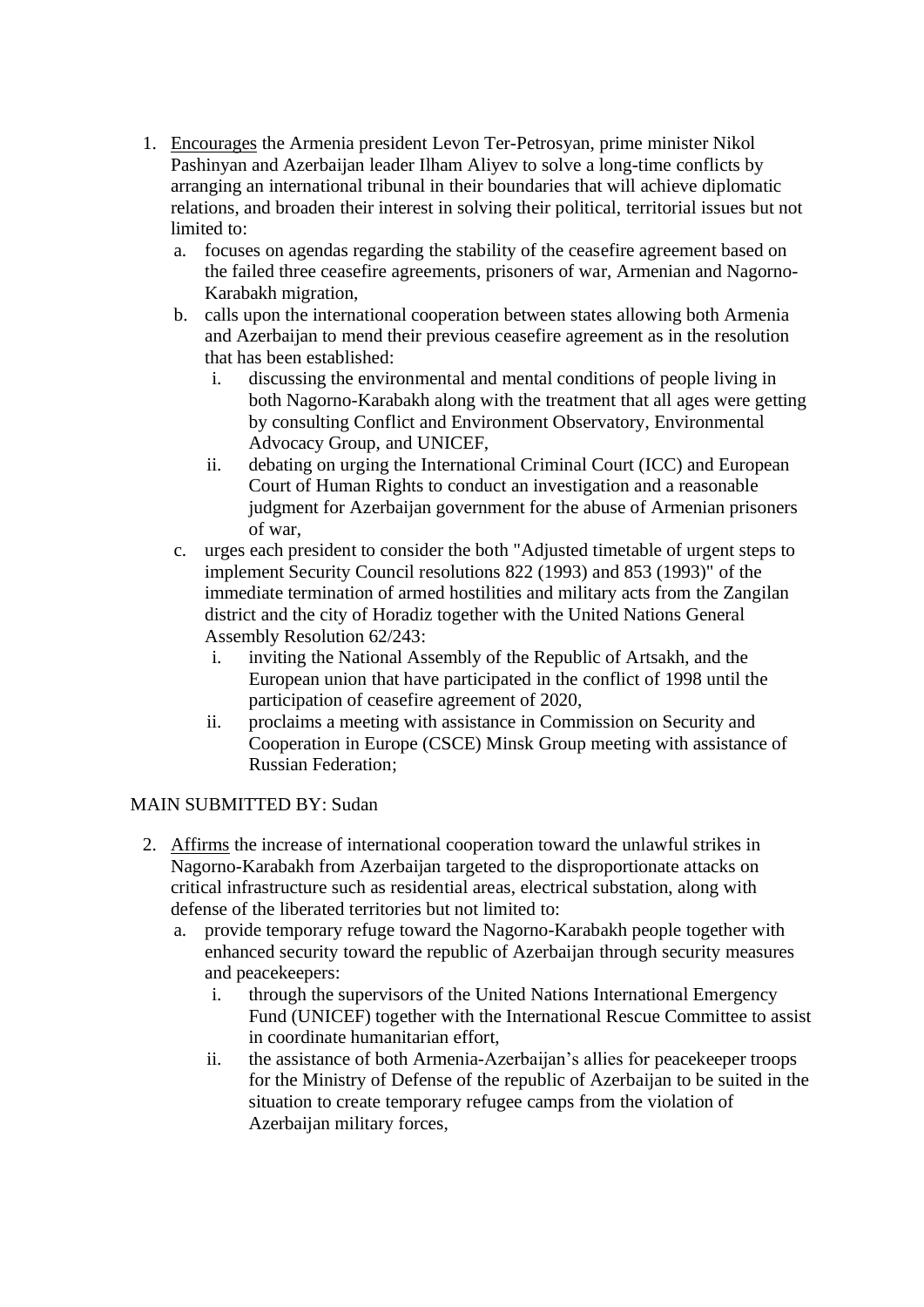1. <u>Encourages</u> the Armenia president Levon Ter-Petrosyan, prime minister Nikol Pashinyan and Azerbaijan leader Ilham Aliyev to solve a long-time conflicts by arranging an international tribunal in their boundaries that will achieve diplomatic relations, and broaden their interest in solving their political, territorial issues but not limited to:
    a. focuses on agendas regarding the stability of the ceasefire agreement based on the failed three ceasefire agreements, prisoners of war, Armenian and Nagorno-Karabakh migration,
    b. calls upon the international cooperation between states allowing both Armenia and Azerbaijan to mend their previous ceasefire agreement as in the resolution that has been established:
        i. discussing the environmental and mental conditions of people living in both Nagorno-Karabakh along with the treatment that all ages were getting by consulting Conflict and Environment Observatory, Environmental Advocacy Group, and UNICEF,
        ii. debating on urging the International Criminal Court (ICC) and European Court of Human Rights to conduct an investigation and a reasonable judgment for Azerbaijan government for the abuse of Armenian prisoners of war,
    c. urges each president to consider the both "Adjusted timetable of urgent steps to implement Security Council resolutions 822 (1993) and 853 (1993)" of the immediate termination of armed hostilities and military acts from the Zangilan district and the city of Horadiz together with the United Nations General Assembly Resolution 62/243:
        i. inviting the National Assembly of the Republic of Artsakh, and the European union that have participated in the conflict of 1998 until the participation of ceasefire agreement of 2020,
        ii. proclaims a meeting with assistance in Commission on Security and Cooperation in Europe (CSCE) Minsk Group meeting with assistance of Russian Federation;

MAIN SUBMITTED BY: Sudan

2. <u>Affirms</u> the increase of international cooperation toward the unlawful strikes in Nagorno-Karabakh from Azerbaijan targeted to the disproportionate attacks on critical infrastructure such as residential areas, electrical substation, along with defense of the liberated territories but not limited to:
    a. provide temporary refuge toward the Nagorno-Karabakh people together with enhanced security toward the republic of Azerbaijan through security measures and peacekeepers:
        i. through the supervisors of the United Nations International Emergency Fund (UNICEF) together with the International Rescue Committee to assist in coordinate humanitarian effort,
        ii. the assistance of both Armenia-Azerbaijan's allies for peacekeeper troops for the Ministry of Defense of the republic of Azerbaijan to be suited in the situation to create temporary refugee camps from the violation of Azerbaijan military forces,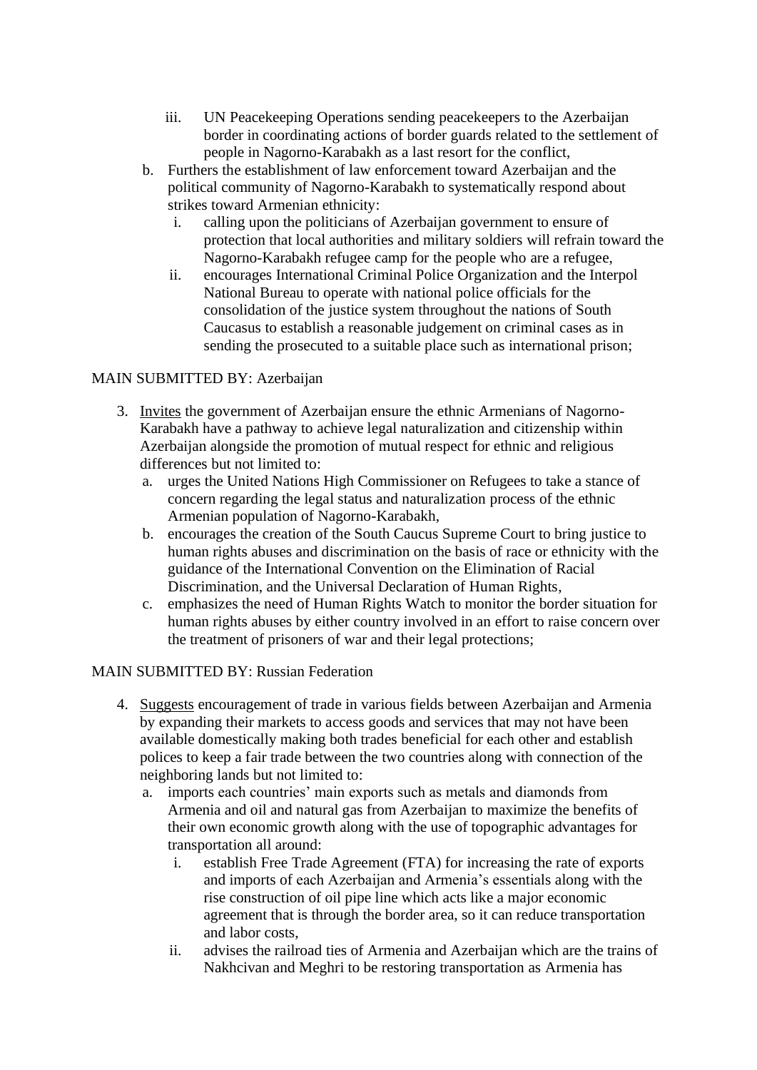iii. UN Peacekeeping Operations sending peacekeepers to the Azerbaijan border in coordinating actions of border guards related to the settlement of people in Nagorno-Karabakh as a last resort for the conflict,

b. Furthers the establishment of law enforcement toward Azerbaijan and the political community of Nagorno-Karabakh to systematically respond about strikes toward Armenian ethnicity:

   i. calling upon the politicians of Azerbaijan government to ensure of protection that local authorities and military soldiers will refrain toward the Nagorno-Karabakh refugee camp for the people who are a refugee,

   ii. encourages International Criminal Police Organization and the Interpol National Bureau to operate with national police officials for the consolidation of the justice system throughout the nations of South Caucasus to establish a reasonable judgement on criminal cases as in sending the prosecuted to a suitable place such as international prison;

MAIN SUBMITTED BY: Azerbaijan

3. <u>Invites</u> the government of Azerbaijan ensure the ethnic Armenians of Nagorno-Karabakh have a pathway to achieve legal naturalization and citizenship within Azerbaijan alongside the promotion of mutual respect for ethnic and religious differences but not limited to:

   a. urges the United Nations High Commissioner on Refugees to take a stance of concern regarding the legal status and naturalization process of the ethnic Armenian population of Nagorno-Karabakh,

   b. encourages the creation of the South Caucus Supreme Court to bring justice to human rights abuses and discrimination on the basis of race or ethnicity with the guidance of the International Convention on the Elimination of Racial Discrimination, and the Universal Declaration of Human Rights,

   c. emphasizes the need of Human Rights Watch to monitor the border situation for human rights abuses by either country involved in an effort to raise concern over the treatment of prisoners of war and their legal protections;

MAIN SUBMITTED BY: Russian Federation

4. <u>Suggests</u> encouragement of trade in various fields between Azerbaijan and Armenia by expanding their markets to access goods and services that may not have been available domestically making both trades beneficial for each other and establish polices to keep a fair trade between the two countries along with connection of the neighboring lands but not limited to:

   a. imports each countries' main exports such as metals and diamonds from Armenia and oil and natural gas from Azerbaijan to maximize the benefits of their own economic growth along with the use of topographic advantages for transportation all around:

      i. establish Free Trade Agreement (FTA) for increasing the rate of exports and imports of each Azerbaijan and Armenia's essentials along with the rise construction of oil pipe line which acts like a major economic agreement that is through the border area, so it can reduce transportation and labor costs,

      ii. advises the railroad ties of Armenia and Azerbaijan which are the trains of Nakhcivan and Meghri to be restoring transportation as Armenia has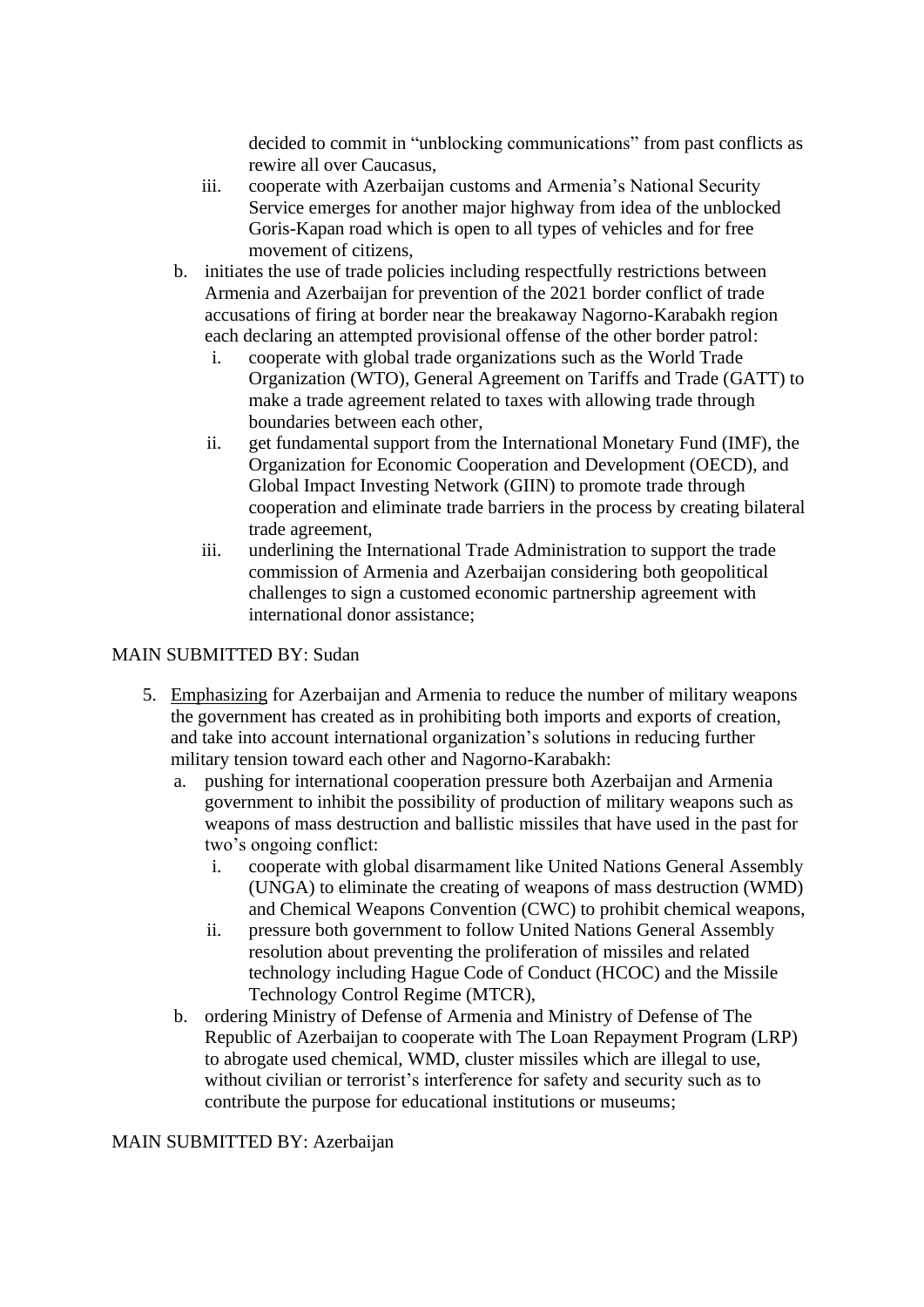decided to commit in "unblocking communications" from past conflicts as rewire all over Caucasus,

   iii. cooperate with Azerbaijan customs and Armenia's National Security Service emerges for another major highway from idea of the unblocked Goris-Kapan road which is open to all types of vehicles and for free movement of citizens,

b. initiates the use of trade policies including respectfully restrictions between Armenia and Azerbaijan for prevention of the 2021 border conflict of trade accusations of firing at border near the breakaway Nagorno-Karabakh region each declaring an attempted provisional offense of the other border patrol:

   i. cooperate with global trade organizations such as the World Trade Organization (WTO), General Agreement on Tariffs and Trade (GATT) to make a trade agreement related to taxes with allowing trade through boundaries between each other,

   ii. get fundamental support from the International Monetary Fund (IMF), the Organization for Economic Cooperation and Development (OECD), and Global Impact Investing Network (GIIN) to promote trade through cooperation and eliminate trade barriers in the process by creating bilateral trade agreement,

   iii. underlining the International Trade Administration to support the trade commission of Armenia and Azerbaijan considering both geopolitical challenges to sign a customed economic partnership agreement with international donor assistance;

MAIN SUBMITTED BY: Sudan

5. Emphasizing for Azerbaijan and Armenia to reduce the number of military weapons the government has created as in prohibiting both imports and exports of creation, and take into account international organization's solutions in reducing further military tension toward each other and Nagorno-Karabakh:

   a. pushing for international cooperation pressure both Azerbaijan and Armenia government to inhibit the possibility of production of military weapons such as weapons of mass destruction and ballistic missiles that have used in the past for two's ongoing conflict:

      i. cooperate with global disarmament like United Nations General Assembly (UNGA) to eliminate the creating of weapons of mass destruction (WMD) and Chemical Weapons Convention (CWC) to prohibit chemical weapons,

      ii. pressure both government to follow United Nations General Assembly resolution about preventing the proliferation of missiles and related technology including Hague Code of Conduct (HCOC) and the Missile Technology Control Regime (MTCR),

   b. ordering Ministry of Defense of Armenia and Ministry of Defense of The Republic of Azerbaijan to cooperate with The Loan Repayment Program (LRP) to abrogate used chemical, WMD, cluster missiles which are illegal to use, without civilian or terrorist's interference for safety and security such as to contribute the purpose for educational institutions or museums;

MAIN SUBMITTED BY: Azerbaijan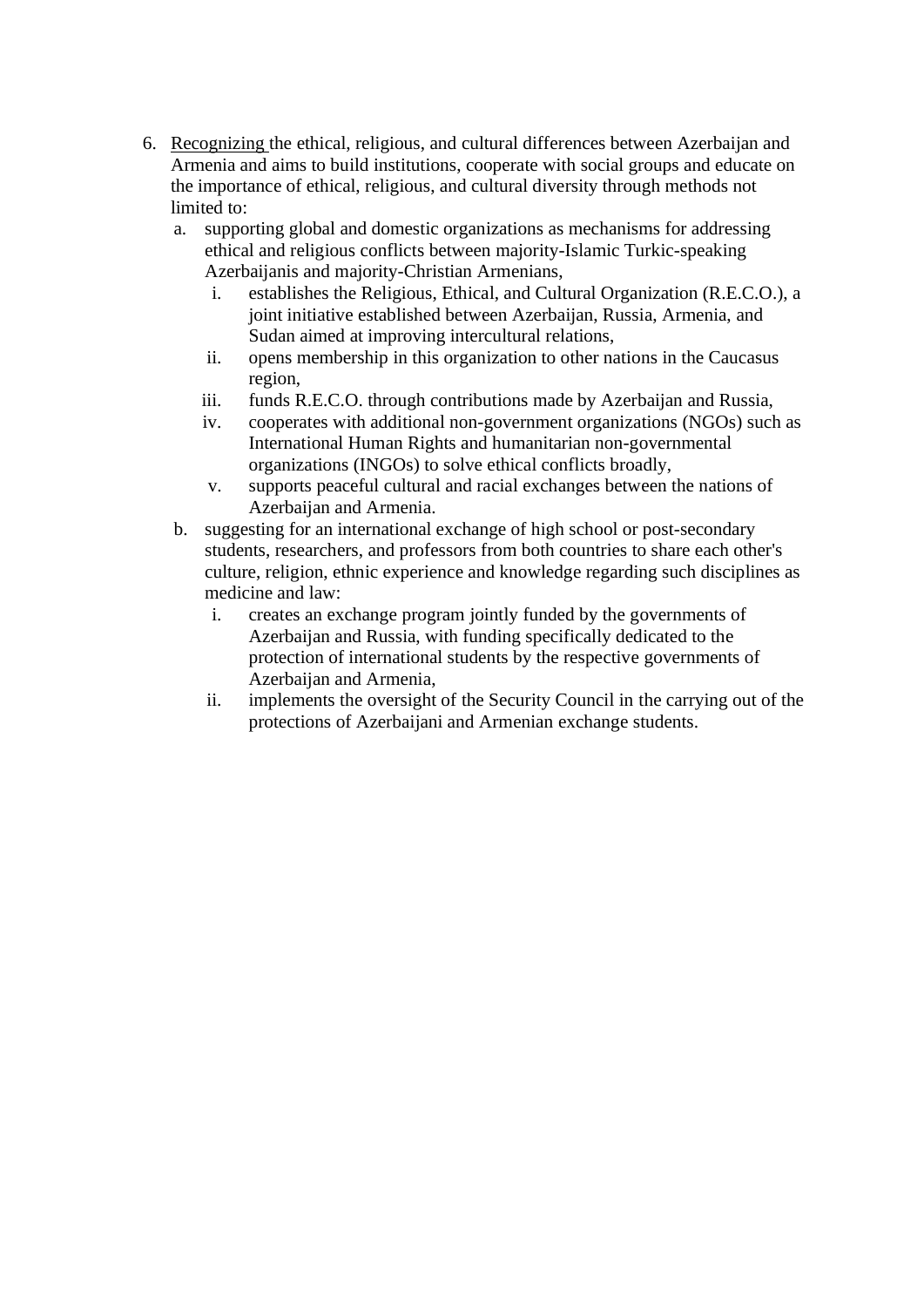6. <u>Recognizing</u> the ethical, religious, and cultural differences between Azerbaijan and Armenia and aims to build institutions, cooperate with social groups and educate on the importance of ethical, religious, and cultural diversity through methods not limited to:
   a. supporting global and domestic organizations as mechanisms for addressing ethical and religious conflicts between majority-Islamic Turkic-speaking Azerbaijanis and majority-Christian Armenians,
      i. establishes the Religious, Ethical, and Cultural Organization (R.E.C.O.), a joint initiative established between Azerbaijan, Russia, Armenia, and Sudan aimed at improving intercultural relations,
      ii. opens membership in this organization to other nations in the Caucasus region,
      iii. funds R.E.C.O. through contributions made by Azerbaijan and Russia,
      iv. cooperates with additional non-government organizations (NGOs) such as International Human Rights and humanitarian non-governmental organizations (INGOs) to solve ethical conflicts broadly,
      v. supports peaceful cultural and racial exchanges between the nations of Azerbaijan and Armenia.
   b. suggesting for an international exchange of high school or post-secondary students, researchers, and professors from both countries to share each other's culture, religion, ethnic experience and knowledge regarding such disciplines as medicine and law:
      i. creates an exchange program jointly funded by the governments of Azerbaijan and Russia, with funding specifically dedicated to the protection of international students by the respective governments of Azerbaijan and Armenia,
      ii. implements the oversight of the Security Council in the carrying out of the protections of Azerbaijani and Armenian exchange students.